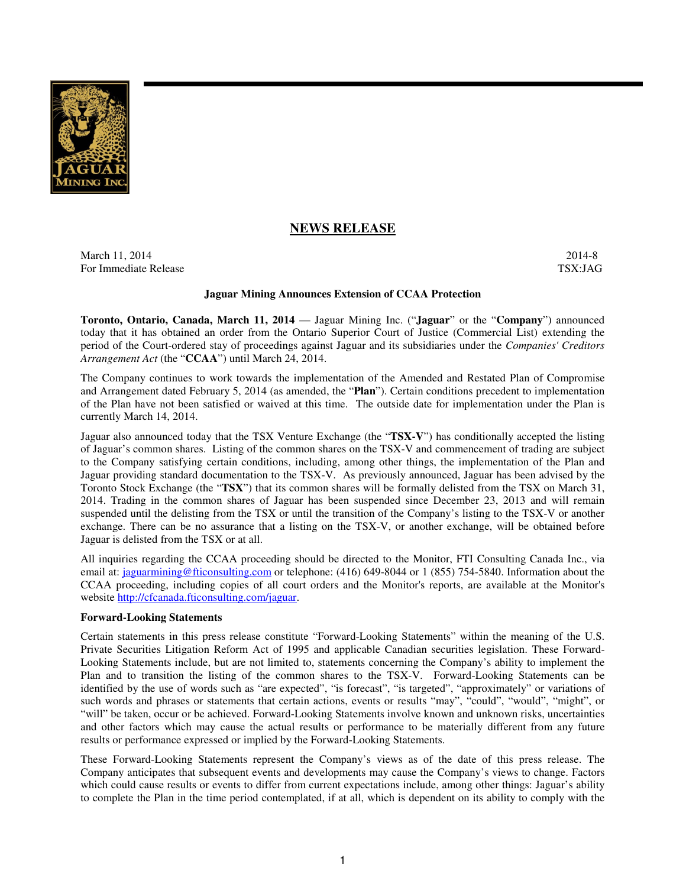## NEWS RELEASE

March 11, 2014
For Immediate Release

2014-8
TSX:JAG

**Jaguar Mining Announces Extension of CCAA Protection**

**Toronto, Ontario, Canada, March 11, 2014** — Jaguar Mining Inc. ("**Jaguar**" or the "**Company**") announced today that it has obtained an order from the Ontario Superior Court of Justice (Commercial List) extending the period of the Court-ordered stay of proceedings against Jaguar and its subsidiaries under the *Companies' Creditors Arrangement Act* (the "**CCAA**") until March 24, 2014.

The Company continues to work towards the implementation of the Amended and Restated Plan of Compromise and Arrangement dated February 5, 2014 (as amended, the "**Plan**"). Certain conditions precedent to implementation of the Plan have not been satisfied or waived at this time. The outside date for implementation under the Plan is currently March 14, 2014.

Jaguar also announced today that the TSX Venture Exchange (the "**TSX-V**") has conditionally accepted the listing of Jaguar's common shares. Listing of the common shares on the TSX-V and commencement of trading are subject to the Company satisfying certain conditions, including, among other things, the implementation of the Plan and Jaguar providing standard documentation to the TSX-V. As previously announced, Jaguar has been advised by the Toronto Stock Exchange (the "**TSX**") that its common shares will be formally delisted from the TSX on March 31, 2014. Trading in the common shares of Jaguar has been suspended since December 23, 2013 and will remain suspended until the delisting from the TSX or until the transition of the Company's listing to the TSX-V or another exchange. There can be no assurance that a listing on the TSX-V, or another exchange, will be obtained before Jaguar is delisted from the TSX or at all.

All inquiries regarding the CCAA proceeding should be directed to the Monitor, FTI Consulting Canada Inc., via email at: jaguarmining@fticonsulting.com or telephone: (416) 649-8044 or 1 (855) 754-5840. Information about the CCAA proceeding, including copies of all court orders and the Monitor's reports, are available at the Monitor's website http://cfcanada.fticonsulting.com/jaguar.

**Forward-Looking Statements**

Certain statements in this press release constitute "Forward-Looking Statements" within the meaning of the U.S. Private Securities Litigation Reform Act of 1995 and applicable Canadian securities legislation. These Forward-Looking Statements include, but are not limited to, statements concerning the Company's ability to implement the Plan and to transition the listing of the common shares to the TSX-V. Forward-Looking Statements can be identified by the use of words such as "are expected", "is forecast", "is targeted", "approximately" or variations of such words and phrases or statements that certain actions, events or results "may", "could", "would", "might", or "will" be taken, occur or be achieved. Forward-Looking Statements involve known and unknown risks, uncertainties and other factors which may cause the actual results or performance to be materially different from any future results or performance expressed or implied by the Forward-Looking Statements.

These Forward-Looking Statements represent the Company's views as of the date of this press release. The Company anticipates that subsequent events and developments may cause the Company's views to change. Factors which could cause results or events to differ from current expectations include, among other things: Jaguar's ability to complete the Plan in the time period contemplated, if at all, which is dependent on its ability to comply with the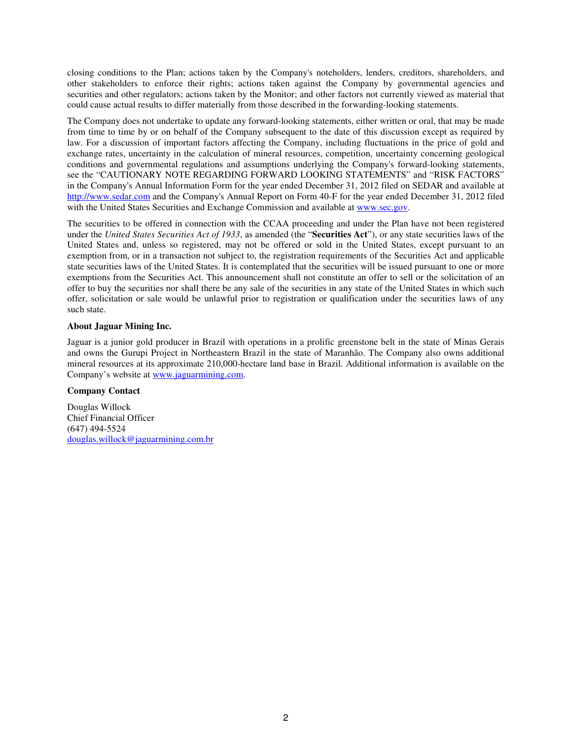closing conditions to the Plan; actions taken by the Company's noteholders, lenders, creditors, shareholders, and other stakeholders to enforce their rights; actions taken against the Company by governmental agencies and securities and other regulators; actions taken by the Monitor; and other factors not currently viewed as material that could cause actual results to differ materially from those described in the forwarding-looking statements.

The Company does not undertake to update any forward-looking statements, either written or oral, that may be made from time to time by or on behalf of the Company subsequent to the date of this discussion except as required by law. For a discussion of important factors affecting the Company, including fluctuations in the price of gold and exchange rates, uncertainty in the calculation of mineral resources, competition, uncertainty concerning geological conditions and governmental regulations and assumptions underlying the Company's forward-looking statements, see the "CAUTIONARY NOTE REGARDING FORWARD LOOKING STATEMENTS" and "RISK FACTORS" in the Company's Annual Information Form for the year ended December 31, 2012 filed on SEDAR and available at http://www.sedar.com and the Company's Annual Report on Form 40-F for the year ended December 31, 2012 filed with the United States Securities and Exchange Commission and available at www.sec.gov.

The securities to be offered in connection with the CCAA proceeding and under the Plan have not been registered under the *United States Securities Act of 1933*, as amended (the "**Securities Act**"), or any state securities laws of the United States and, unless so registered, may not be offered or sold in the United States, except pursuant to an exemption from, or in a transaction not subject to, the registration requirements of the Securities Act and applicable state securities laws of the United States. It is contemplated that the securities will be issued pursuant to one or more exemptions from the Securities Act. This announcement shall not constitute an offer to sell or the solicitation of an offer to buy the securities nor shall there be any sale of the securities in any state of the United States in which such offer, solicitation or sale would be unlawful prior to registration or qualification under the securities laws of any such state.

**About Jaguar Mining Inc.**

Jaguar is a junior gold producer in Brazil with operations in a prolific greenstone belt in the state of Minas Gerais and owns the Gurupi Project in Northeastern Brazil in the state of Maranhão. The Company also owns additional mineral resources at its approximate 210,000-hectare land base in Brazil. Additional information is available on the Company's website at www.jaguarmining.com.

**Company Contact**

Douglas Willock
Chief Financial Officer
(647) 494-5524
douglas.willock@jaguarmining.com.br